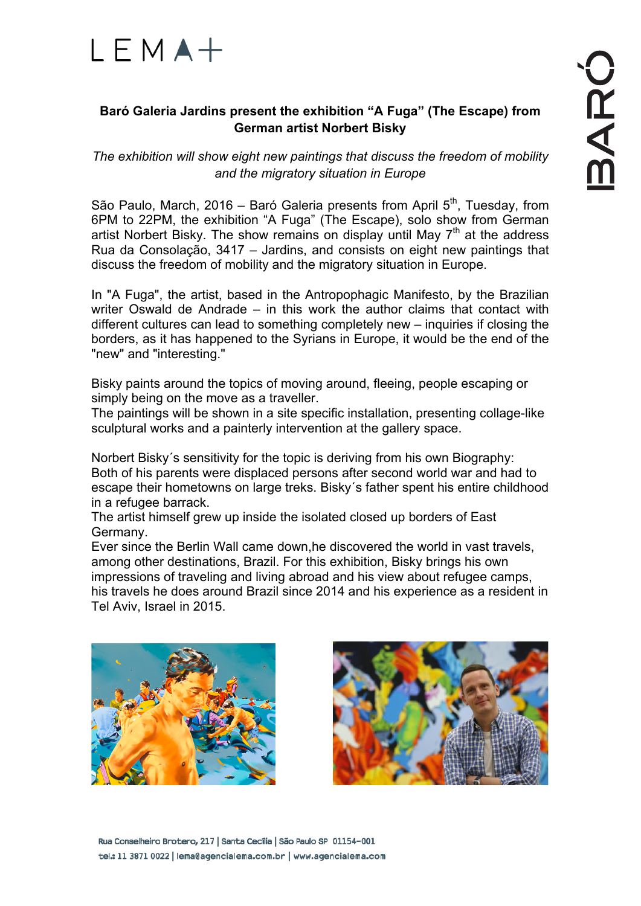LEMA+

BARÓ

**Baró Galeria Jardins present the exhibition "A Fuga" (The Escape) from German artist Norbert Bisky**

*The exhibition will show eight new paintings that discuss the freedom of mobility and the migratory situation in Europe*

São Paulo, March, 2016 – Baró Galeria presents from April 5th, Tuesday, from 6PM to 22PM, the exhibition "A Fuga" (The Escape), solo show from German artist Norbert Bisky. The show remains on display until May 7th at the address Rua da Consolação, 3417 – Jardins, and consists on eight new paintings that discuss the freedom of mobility and the migratory situation in Europe.

In "A Fuga", the artist, based in the Antropophagic Manifesto, by the Brazilian writer Oswald de Andrade – in this work the author claims that contact with different cultures can lead to something completely new – inquiries if closing the borders, as it has happened to the Syrians in Europe, it would be the end of the "new" and "interesting."

Bisky paints around the topics of moving around, fleeing, people escaping or simply being on the move as a traveller.
The paintings will be shown in a site specific installation, presenting collage-like sculptural works and a painterly intervention at the gallery space.

Norbert Bisky´s sensitivity for the topic is deriving from his own Biography:
Both of his parents were displaced persons after second world war and had to escape their hometowns on large treks. Bisky´s father spent his entire childhood in a refugee barrack.
The artist himself grew up inside the isolated closed up borders of East Germany.
Ever since the Berlin Wall came down,he discovered the world in vast travels, among other destinations, Brazil. For this exhibition, Bisky brings his own impressions of traveling and living abroad and his view about refugee camps, his travels he does around Brazil since 2014 and his experience as a resident in Tel Aviv, Israel in 2015.

Rua Conselheiro Brotero, 217 | Santa Cecília | São Paulo SP 01154-001
tel.: 11 3871 0022 | lema@agencialema.com.br | www.agencialema.com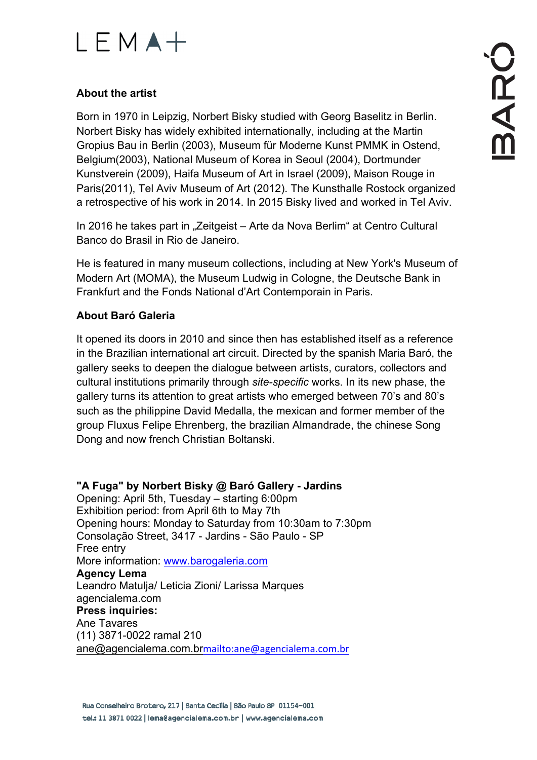## About the artist

Born in 1970 in Leipzig, Norbert Bisky studied with Georg Baselitz in Berlin. Norbert Bisky has widely exhibited internationally, including at the Martin Gropius Bau in Berlin (2003), Museum für Moderne Kunst PMMK in Ostend, Belgium(2003), National Museum of Korea in Seoul (2004), Dortmunder Kunstverein (2009), Haifa Museum of Art in Israel (2009), Maison Rouge in Paris(2011), Tel Aviv Museum of Art (2012). The Kunsthalle Rostock organized a retrospective of his work in 2014. In 2015 Bisky lived and worked in Tel Aviv.

In 2016 he takes part in „Zeitgeist – Arte da Nova Berlim" at Centro Cultural Banco do Brasil in Rio de Janeiro.

He is featured in many museum collections, including at New York's Museum of Modern Art (MOMA), the Museum Ludwig in Cologne, the Deutsche Bank in Frankfurt and the Fonds National d'Art Contemporain in Paris.

## About Baró Galeria

It opened its doors in 2010 and since then has established itself as a reference in the Brazilian international art circuit. Directed by the spanish Maria Baró, the gallery seeks to deepen the dialogue between artists, curators, collectors and cultural institutions primarily through *site-specific* works. In its new phase, the gallery turns its attention to great artists who emerged between 70's and 80's such as the philippine David Medalla, the mexican and former member of the group Fluxus Felipe Ehrenberg, the brazilian Almandrade, the chinese Song Dong and now french Christian Boltanski.

**"A Fuga" by Norbert Bisky @ Baró Gallery - Jardins**
Opening: April 5th, Tuesday – starting 6:00pm
Exhibition period: from April 6th to May 7th
Opening hours: Monday to Saturday from 10:30am to 7:30pm
Consolação Street, 3417 - Jardins - São Paulo - SP
Free entry
More information: www.barogaleria.com
**Agency Lema**
Leandro Matulja/ Leticia Zioni/ Larissa Marques
agencialema.com
**Press inquiries:**
Ane Tavares
(11) 3871-0022 ramal 210
ane@agencialema.com.brmailto:ane@agencialema.com.br